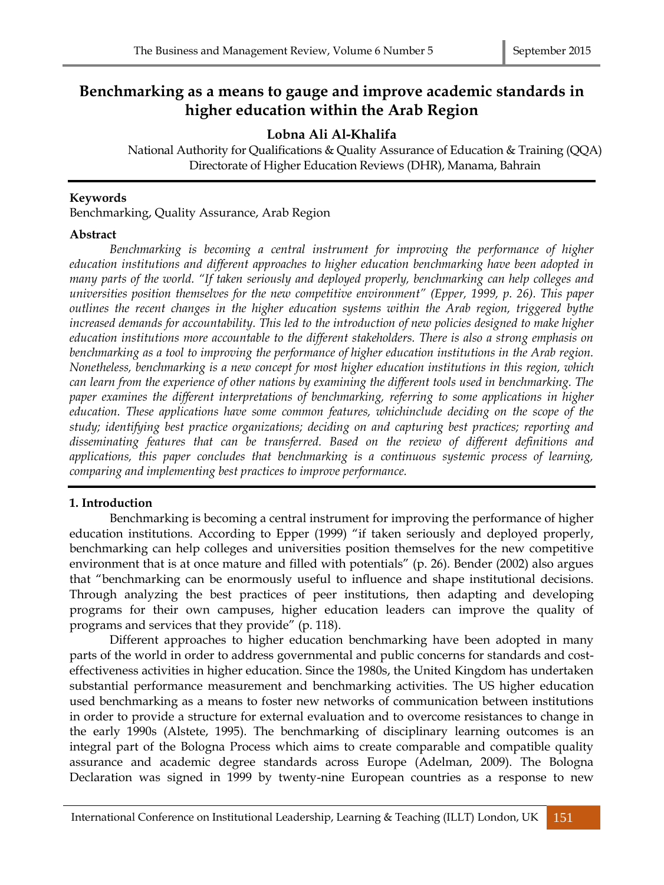# Benchmarking as a means to gauge and improve academic standards in higher education within the Arab Region

**Lobna Ali Al-Khalifa**

National Authority for Qualifications & Quality Assurance of Education & Training (QQA)
Directorate of Higher Education Reviews (DHR), Manama, Bahrain

**Keywords**

Benchmarking, Quality Assurance, Arab Region

**Abstract**

*Benchmarking is becoming a central instrument for improving the performance of higher education institutions and different approaches to higher education benchmarking have been adopted in many parts of the world. "If taken seriously and deployed properly, benchmarking can help colleges and universities position themselves for the new competitive environment" (Epper, 1999, p. 26). This paper outlines the recent changes in the higher education systems within the Arab region, triggered bythe increased demands for accountability. This led to the introduction of new policies designed to make higher education institutions more accountable to the different stakeholders. There is also a strong emphasis on benchmarking as a tool to improving the performance of higher education institutions in the Arab region. Nonetheless, benchmarking is a new concept for most higher education institutions in this region, which can learn from the experience of other nations by examining the different tools used in benchmarking. The paper examines the different interpretations of benchmarking, referring to some applications in higher education. These applications have some common features, whichinclude deciding on the scope of the study; identifying best practice organizations; deciding on and capturing best practices; reporting and disseminating features that can be transferred. Based on the review of different definitions and applications, this paper concludes that benchmarking is a continuous systemic process of learning, comparing and implementing best practices to improve performance.*

## 1. Introduction

Benchmarking is becoming a central instrument for improving the performance of higher education institutions. According to Epper (1999) "if taken seriously and deployed properly, benchmarking can help colleges and universities position themselves for the new competitive environment that is at once mature and filled with potentials" (p. 26). Bender (2002) also argues that "benchmarking can be enormously useful to influence and shape institutional decisions. Through analyzing the best practices of peer institutions, then adapting and developing programs for their own campuses, higher education leaders can improve the quality of programs and services that they provide" (p. 118).

Different approaches to higher education benchmarking have been adopted in many parts of the world in order to address governmental and public concerns for standards and cost-effectiveness activities in higher education. Since the 1980s, the United Kingdom has undertaken substantial performance measurement and benchmarking activities. The US higher education used benchmarking as a means to foster new networks of communication between institutions in order to provide a structure for external evaluation and to overcome resistances to change in the early 1990s (Alstete, 1995). The benchmarking of disciplinary learning outcomes is an integral part of the Bologna Process which aims to create comparable and compatible quality assurance and academic degree standards across Europe (Adelman, 2009). The Bologna Declaration was signed in 1999 by twenty-nine European countries as a response to new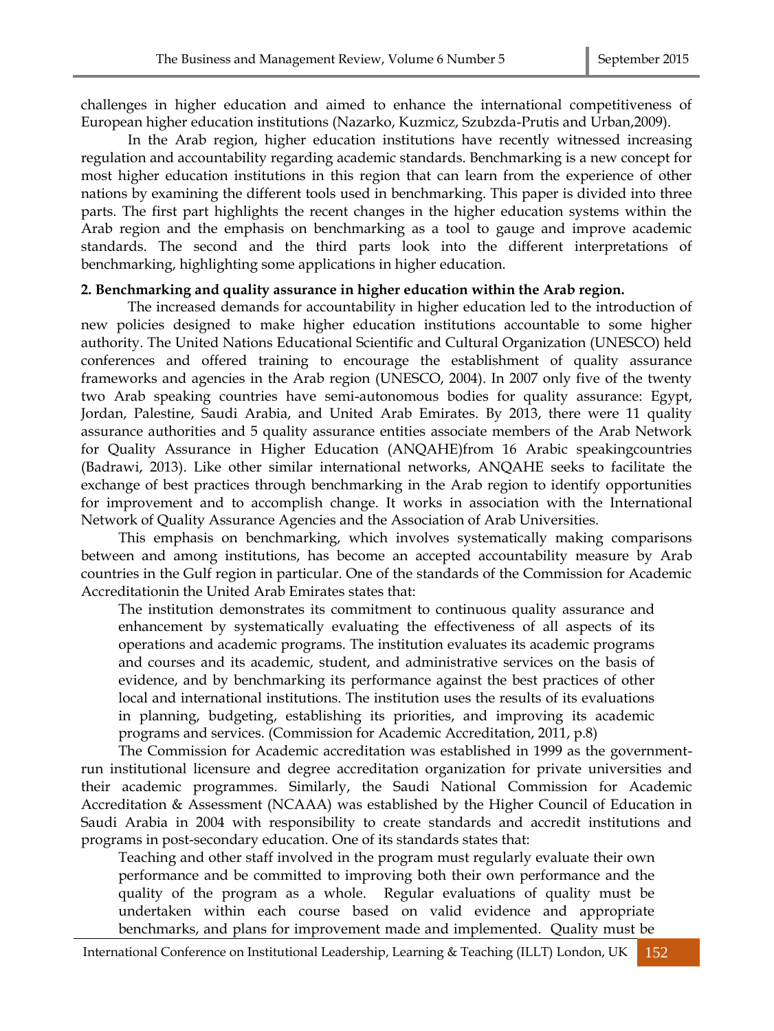challenges in higher education and aimed to enhance the international competitiveness of European higher education institutions (Nazarko, Kuzmicz, Szubzda-Prutis and Urban,2009).

In the Arab region, higher education institutions have recently witnessed increasing regulation and accountability regarding academic standards. Benchmarking is a new concept for most higher education institutions in this region that can learn from the experience of other nations by examining the different tools used in benchmarking. This paper is divided into three parts. The first part highlights the recent changes in the higher education systems within the Arab region and the emphasis on benchmarking as a tool to gauge and improve academic standards. The second and the third parts look into the different interpretations of benchmarking, highlighting some applications in higher education.

**2. Benchmarking and quality assurance in higher education within the Arab region.**

The increased demands for accountability in higher education led to the introduction of new policies designed to make higher education institutions accountable to some higher authority. The United Nations Educational Scientific and Cultural Organization (UNESCO) held conferences and offered training to encourage the establishment of quality assurance frameworks and agencies in the Arab region (UNESCO, 2004). In 2007 only five of the twenty two Arab speaking countries have semi-autonomous bodies for quality assurance: Egypt, Jordan, Palestine, Saudi Arabia, and United Arab Emirates. By 2013, there were 11 quality assurance authorities and 5 quality assurance entities associate members of the Arab Network for Quality Assurance in Higher Education (ANQAHE)from 16 Arabic speakingcountries (Badrawi, 2013). Like other similar international networks, ANQAHE seeks to facilitate the exchange of best practices through benchmarking in the Arab region to identify opportunities for improvement and to accomplish change. It works in association with the International Network of Quality Assurance Agencies and the Association of Arab Universities.

This emphasis on benchmarking, which involves systematically making comparisons between and among institutions, has become an accepted accountability measure by Arab countries in the Gulf region in particular. One of the standards of the Commission for Academic Accreditationin the United Arab Emirates states that:

> The institution demonstrates its commitment to continuous quality assurance and enhancement by systematically evaluating the effectiveness of all aspects of its operations and academic programs. The institution evaluates its academic programs and courses and its academic, student, and administrative services on the basis of evidence, and by benchmarking its performance against the best practices of other local and international institutions. The institution uses the results of its evaluations in planning, budgeting, establishing its priorities, and improving its academic programs and services. (Commission for Academic Accreditation, 2011, p.8)

The Commission for Academic accreditation was established in 1999 as the government-run institutional licensure and degree accreditation organization for private universities and their academic programmes. Similarly, the Saudi National Commission for Academic Accreditation & Assessment (NCAAA) was established by the Higher Council of Education in Saudi Arabia in 2004 with responsibility to create standards and accredit institutions and programs in post-secondary education. One of its standards states that:

> Teaching and other staff involved in the program must regularly evaluate their own performance and be committed to improving both their own performance and the quality of the program as a whole. Regular evaluations of quality must be undertaken within each course based on valid evidence and appropriate benchmarks, and plans for improvement made and implemented. Quality must be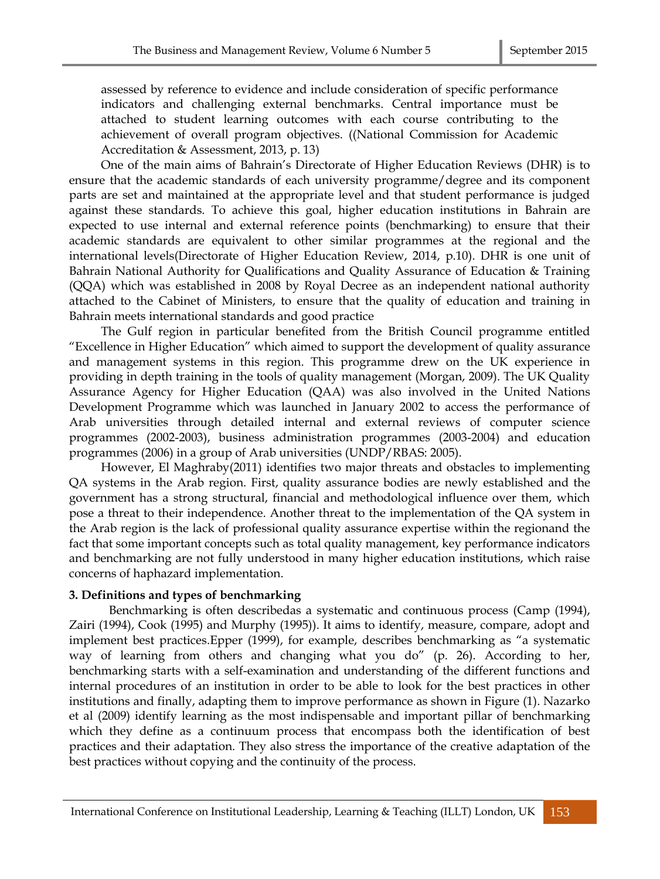> assessed by reference to evidence and include consideration of specific performance indicators and challenging external benchmarks. Central importance must be attached to student learning outcomes with each course contributing to the achievement of overall program objectives. ((National Commission for Academic Accreditation & Assessment, 2013, p. 13)

One of the main aims of Bahrain's Directorate of Higher Education Reviews (DHR) is to ensure that the academic standards of each university programme/degree and its component parts are set and maintained at the appropriate level and that student performance is judged against these standards. To achieve this goal, higher education institutions in Bahrain are expected to use internal and external reference points (benchmarking) to ensure that their academic standards are equivalent to other similar programmes at the regional and the international levels(Directorate of Higher Education Review, 2014, p.10). DHR is one unit of Bahrain National Authority for Qualifications and Quality Assurance of Education & Training (QQA) which was established in 2008 by Royal Decree as an independent national authority attached to the Cabinet of Ministers, to ensure that the quality of education and training in Bahrain meets international standards and good practice

The Gulf region in particular benefited from the British Council programme entitled "Excellence in Higher Education" which aimed to support the development of quality assurance and management systems in this region. This programme drew on the UK experience in providing in depth training in the tools of quality management (Morgan, 2009). The UK Quality Assurance Agency for Higher Education (QAA) was also involved in the United Nations Development Programme which was launched in January 2002 to access the performance of Arab universities through detailed internal and external reviews of computer science programmes (2002-2003), business administration programmes (2003-2004) and education programmes (2006) in a group of Arab universities (UNDP/RBAS: 2005).

However, El Maghraby(2011) identifies two major threats and obstacles to implementing QA systems in the Arab region. First, quality assurance bodies are newly established and the government has a strong structural, financial and methodological influence over them, which pose a threat to their independence. Another threat to the implementation of the QA system in the Arab region is the lack of professional quality assurance expertise within the regionand the fact that some important concepts such as total quality management, key performance indicators and benchmarking are not fully understood in many higher education institutions, which raise concerns of haphazard implementation.

### 3. Definitions and types of benchmarking

Benchmarking is often describedas a systematic and continuous process (Camp (1994), Zairi (1994), Cook (1995) and Murphy (1995)). It aims to identify, measure, compare, adopt and implement best practices.Epper (1999), for example, describes benchmarking as "a systematic way of learning from others and changing what you do" (p. 26). According to her, benchmarking starts with a self-examination and understanding of the different functions and internal procedures of an institution in order to be able to look for the best practices in other institutions and finally, adapting them to improve performance as shown in Figure (1). Nazarko et al (2009) identify learning as the most indispensable and important pillar of benchmarking which they define as a continuum process that encompass both the identification of best practices and their adaptation. They also stress the importance of the creative adaptation of the best practices without copying and the continuity of the process.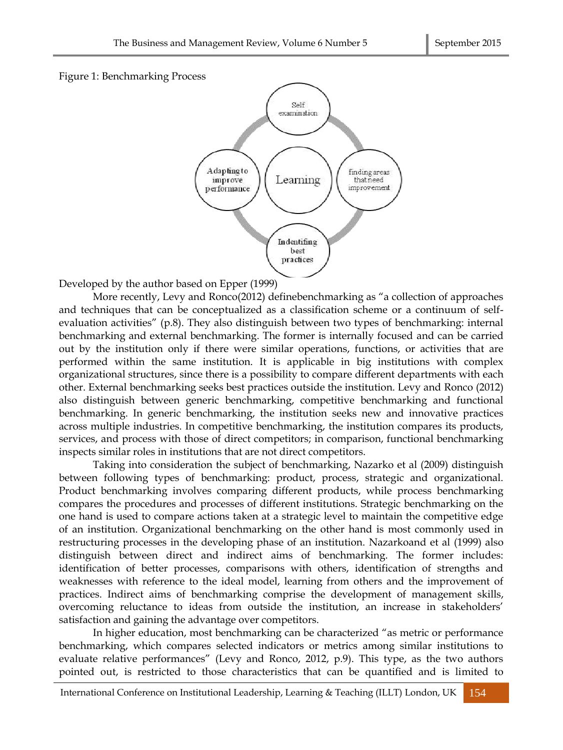Figure 1: Benchmarking Process

Developed by the author based on Epper (1999)

More recently, Levy and Ronco(2012) definebenchmarking as "a collection of approaches and techniques that can be conceptualized as a classification scheme or a continuum of self-evaluation activities" (p.8). They also distinguish between two types of benchmarking: internal benchmarking and external benchmarking. The former is internally focused and can be carried out by the institution only if there were similar operations, functions, or activities that are performed within the same institution. It is applicable in big institutions with complex organizational structures, since there is a possibility to compare different departments with each other. External benchmarking seeks best practices outside the institution. Levy and Ronco (2012) also distinguish between generic benchmarking, competitive benchmarking and functional benchmarking. In generic benchmarking, the institution seeks new and innovative practices across multiple industries. In competitive benchmarking, the institution compares its products, services, and process with those of direct competitors; in comparison, functional benchmarking inspects similar roles in institutions that are not direct competitors.

Taking into consideration the subject of benchmarking, Nazarko et al (2009) distinguish between following types of benchmarking: product, process, strategic and organizational. Product benchmarking involves comparing different products, while process benchmarking compares the procedures and processes of different institutions. Strategic benchmarking on the one hand is used to compare actions taken at a strategic level to maintain the competitive edge of an institution. Organizational benchmarking on the other hand is most commonly used in restructuring processes in the developing phase of an institution. Nazarkoand et al (1999) also distinguish between direct and indirect aims of benchmarking. The former includes: identification of better processes, comparisons with others, identification of strengths and weaknesses with reference to the ideal model, learning from others and the improvement of practices. Indirect aims of benchmarking comprise the development of management skills, overcoming reluctance to ideas from outside the institution, an increase in stakeholders' satisfaction and gaining the advantage over competitors.

In higher education, most benchmarking can be characterized "as metric or performance benchmarking, which compares selected indicators or metrics among similar institutions to evaluate relative performances" (Levy and Ronco, 2012, p.9). This type, as the two authors pointed out, is restricted to those characteristics that can be quantified and is limited to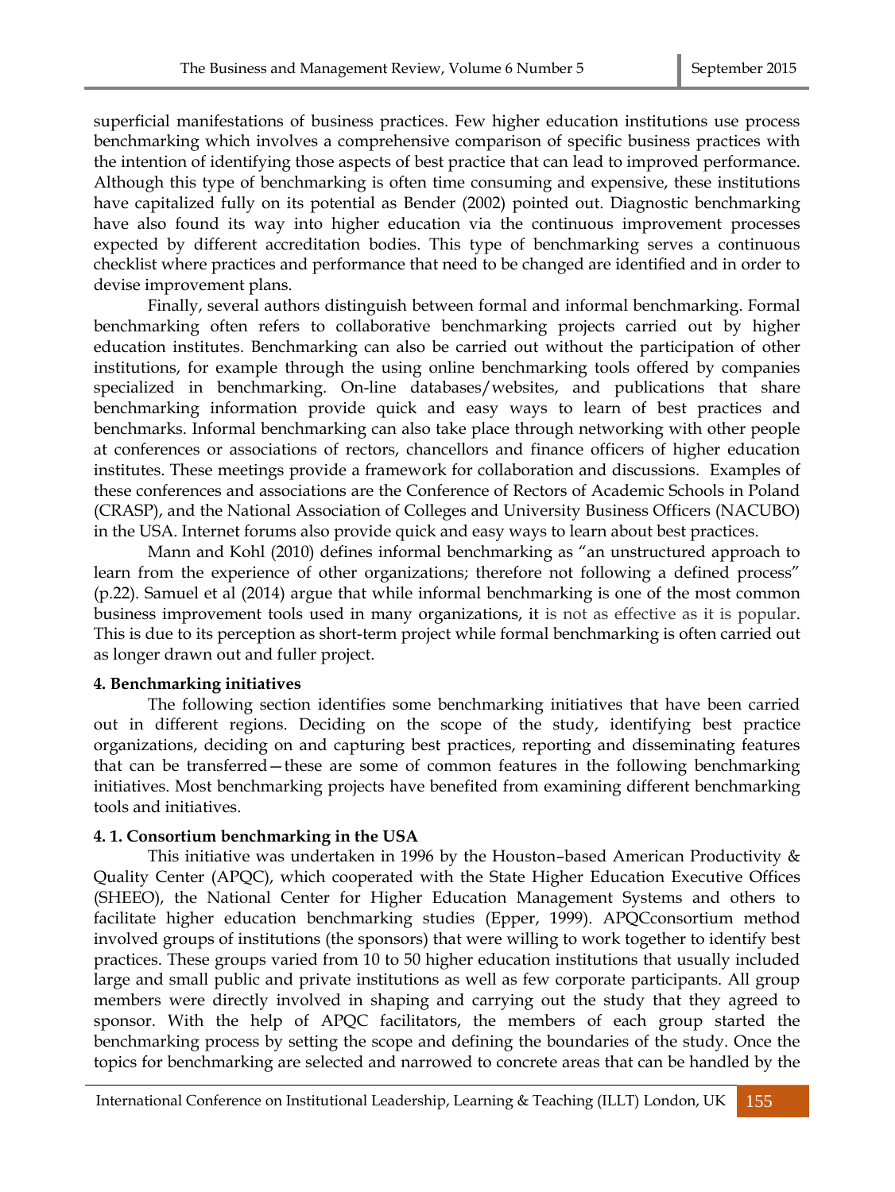superficial manifestations of business practices. Few higher education institutions use process benchmarking which involves a comprehensive comparison of specific business practices with the intention of identifying those aspects of best practice that can lead to improved performance. Although this type of benchmarking is often time consuming and expensive, these institutions have capitalized fully on its potential as Bender (2002) pointed out. Diagnostic benchmarking have also found its way into higher education via the continuous improvement processes expected by different accreditation bodies. This type of benchmarking serves a continuous checklist where practices and performance that need to be changed are identified and in order to devise improvement plans.

Finally, several authors distinguish between formal and informal benchmarking. Formal benchmarking often refers to collaborative benchmarking projects carried out by higher education institutes. Benchmarking can also be carried out without the participation of other institutions, for example through the using online benchmarking tools offered by companies specialized in benchmarking. On-line databases/websites, and publications that share benchmarking information provide quick and easy ways to learn of best practices and benchmarks. Informal benchmarking can also take place through networking with other people at conferences or associations of rectors, chancellors and finance officers of higher education institutes. These meetings provide a framework for collaboration and discussions. Examples of these conferences and associations are the Conference of Rectors of Academic Schools in Poland (CRASP), and the National Association of Colleges and University Business Officers (NACUBO) in the USA. Internet forums also provide quick and easy ways to learn about best practices.

Mann and Kohl (2010) defines informal benchmarking as "an unstructured approach to learn from the experience of other organizations; therefore not following a defined process" (p.22). Samuel et al (2014) argue that while informal benchmarking is one of the most common business improvement tools used in many organizations, it is not as effective as it is popular. This is due to its perception as short-term project while formal benchmarking is often carried out as longer drawn out and fuller project.

**4. Benchmarking initiatives**

The following section identifies some benchmarking initiatives that have been carried out in different regions. Deciding on the scope of the study, identifying best practice organizations, deciding on and capturing best practices, reporting and disseminating features that can be transferred—these are some of common features in the following benchmarking initiatives. Most benchmarking projects have benefited from examining different benchmarking tools and initiatives.

**4. 1. Consortium benchmarking in the USA**

This initiative was undertaken in 1996 by the Houston–based American Productivity & Quality Center (APQC), which cooperated with the State Higher Education Executive Offices (SHEEO), the National Center for Higher Education Management Systems and others to facilitate higher education benchmarking studies (Epper, 1999). APQCconsortium method involved groups of institutions (the sponsors) that were willing to work together to identify best practices. These groups varied from 10 to 50 higher education institutions that usually included large and small public and private institutions as well as few corporate participants. All group members were directly involved in shaping and carrying out the study that they agreed to sponsor. With the help of APQC facilitators, the members of each group started the benchmarking process by setting the scope and defining the boundaries of the study. Once the topics for benchmarking are selected and narrowed to concrete areas that can be handled by the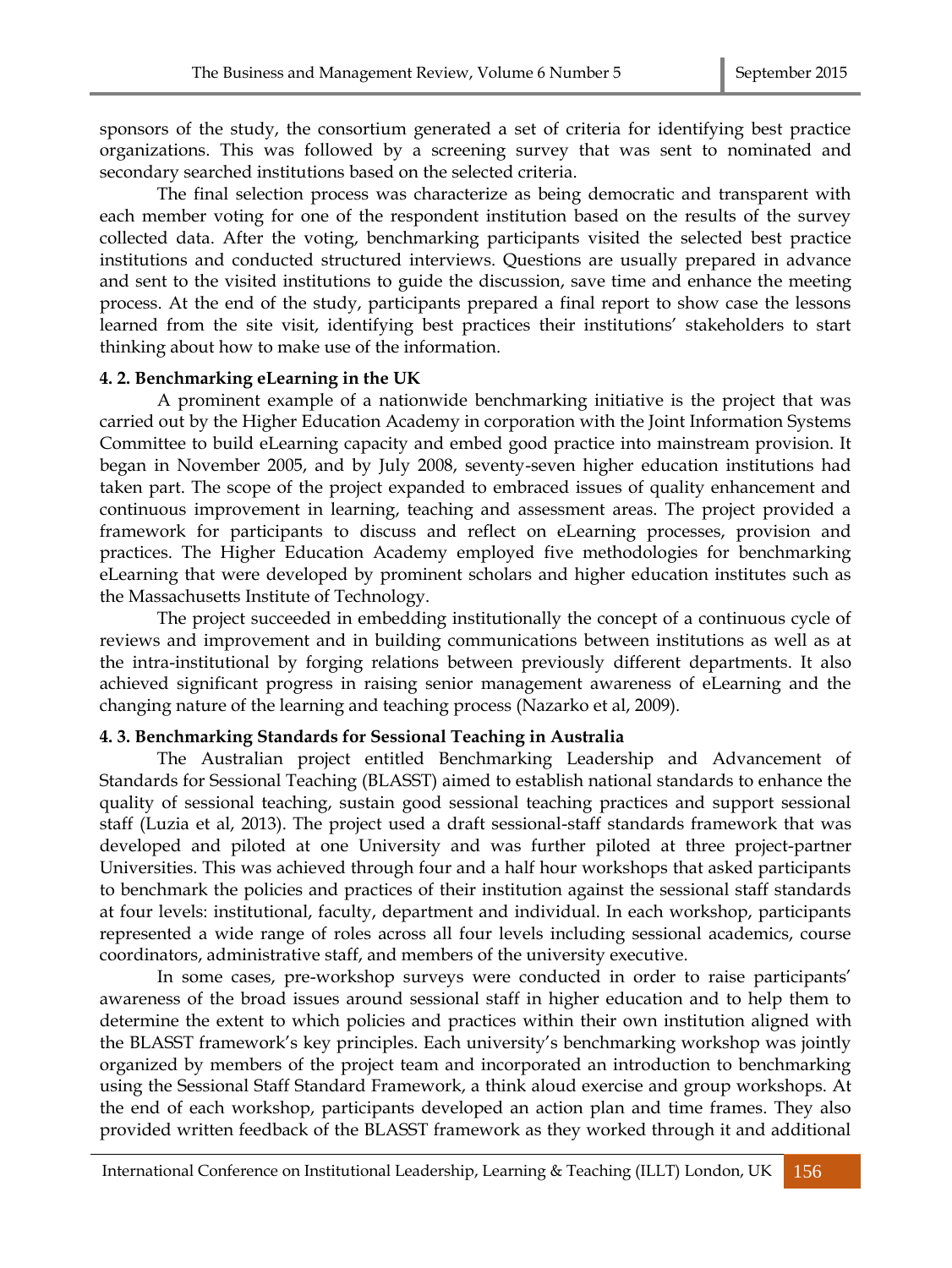sponsors of the study, the consortium generated a set of criteria for identifying best practice organizations. This was followed by a screening survey that was sent to nominated and secondary searched institutions based on the selected criteria.

The final selection process was characterize as being democratic and transparent with each member voting for one of the respondent institution based on the results of the survey collected data. After the voting, benchmarking participants visited the selected best practice institutions and conducted structured interviews. Questions are usually prepared in advance and sent to the visited institutions to guide the discussion, save time and enhance the meeting process. At the end of the study, participants prepared a final report to show case the lessons learned from the site visit, identifying best practices their institutions' stakeholders to start thinking about how to make use of the information.

**4. 2. Benchmarking eLearning in the UK**

A prominent example of a nationwide benchmarking initiative is the project that was carried out by the Higher Education Academy in corporation with the Joint Information Systems Committee to build eLearning capacity and embed good practice into mainstream provision. It began in November 2005, and by July 2008, seventy-seven higher education institutions had taken part. The scope of the project expanded to embraced issues of quality enhancement and continuous improvement in learning, teaching and assessment areas. The project provided a framework for participants to discuss and reflect on eLearning processes, provision and practices. The Higher Education Academy employed five methodologies for benchmarking eLearning that were developed by prominent scholars and higher education institutes such as the Massachusetts Institute of Technology.

The project succeeded in embedding institutionally the concept of a continuous cycle of reviews and improvement and in building communications between institutions as well as at the intra-institutional by forging relations between previously different departments. It also achieved significant progress in raising senior management awareness of eLearning and the changing nature of the learning and teaching process (Nazarko et al, 2009).

**4. 3. Benchmarking Standards for Sessional Teaching in Australia**

The Australian project entitled Benchmarking Leadership and Advancement of Standards for Sessional Teaching (BLASST) aimed to establish national standards to enhance the quality of sessional teaching, sustain good sessional teaching practices and support sessional staff (Luzia et al, 2013). The project used a draft sessional-staff standards framework that was developed and piloted at one University and was further piloted at three project-partner Universities. This was achieved through four and a half hour workshops that asked participants to benchmark the policies and practices of their institution against the sessional staff standards at four levels: institutional, faculty, department and individual. In each workshop, participants represented a wide range of roles across all four levels including sessional academics, course coordinators, administrative staff, and members of the university executive.

In some cases, pre-workshop surveys were conducted in order to raise participants' awareness of the broad issues around sessional staff in higher education and to help them to determine the extent to which policies and practices within their own institution aligned with the BLASST framework's key principles. Each university's benchmarking workshop was jointly organized by members of the project team and incorporated an introduction to benchmarking using the Sessional Staff Standard Framework, a think aloud exercise and group workshops. At the end of each workshop, participants developed an action plan and time frames. They also provided written feedback of the BLASST framework as they worked through it and additional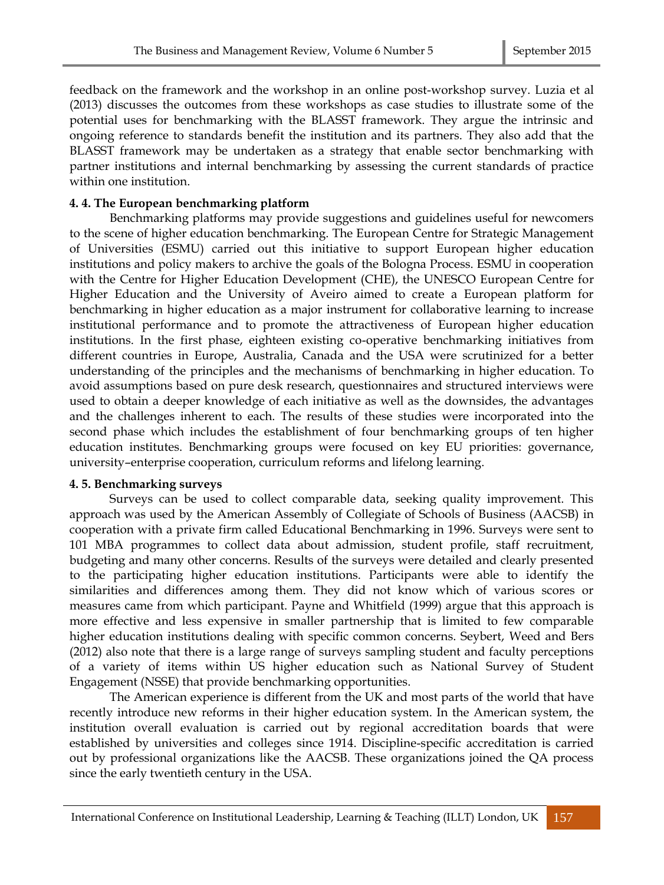feedback on the framework and the workshop in an online post-workshop survey. Luzia et al (2013) discusses the outcomes from these workshops as case studies to illustrate some of the potential uses for benchmarking with the BLASST framework. They argue the intrinsic and ongoing reference to standards benefit the institution and its partners. They also add that the BLASST framework may be undertaken as a strategy that enable sector benchmarking with partner institutions and internal benchmarking by assessing the current standards of practice within one institution.

### 4. 4. The European benchmarking platform

Benchmarking platforms may provide suggestions and guidelines useful for newcomers to the scene of higher education benchmarking. The European Centre for Strategic Management of Universities (ESMU) carried out this initiative to support European higher education institutions and policy makers to archive the goals of the Bologna Process. ESMU in cooperation with the Centre for Higher Education Development (CHE), the UNESCO European Centre for Higher Education and the University of Aveiro aimed to create a European platform for benchmarking in higher education as a major instrument for collaborative learning to increase institutional performance and to promote the attractiveness of European higher education institutions. In the first phase, eighteen existing co-operative benchmarking initiatives from different countries in Europe, Australia, Canada and the USA were scrutinized for a better understanding of the principles and the mechanisms of benchmarking in higher education. To avoid assumptions based on pure desk research, questionnaires and structured interviews were used to obtain a deeper knowledge of each initiative as well as the downsides, the advantages and the challenges inherent to each. The results of these studies were incorporated into the second phase which includes the establishment of four benchmarking groups of ten higher education institutes. Benchmarking groups were focused on key EU priorities: governance, university–enterprise cooperation, curriculum reforms and lifelong learning.

### 4. 5. Benchmarking surveys

Surveys can be used to collect comparable data, seeking quality improvement. This approach was used by the American Assembly of Collegiate of Schools of Business (AACSB) in cooperation with a private firm called Educational Benchmarking in 1996. Surveys were sent to 101 MBA programmes to collect data about admission, student profile, staff recruitment, budgeting and many other concerns. Results of the surveys were detailed and clearly presented to the participating higher education institutions. Participants were able to identify the similarities and differences among them. They did not know which of various scores or measures came from which participant. Payne and Whitfield (1999) argue that this approach is more effective and less expensive in smaller partnership that is limited to few comparable higher education institutions dealing with specific common concerns. Seybert, Weed and Bers (2012) also note that there is a large range of surveys sampling student and faculty perceptions of a variety of items within US higher education such as National Survey of Student Engagement (NSSE) that provide benchmarking opportunities.

The American experience is different from the UK and most parts of the world that have recently introduce new reforms in their higher education system. In the American system, the institution overall evaluation is carried out by regional accreditation boards that were established by universities and colleges since 1914. Discipline-specific accreditation is carried out by professional organizations like the AACSB. These organizations joined the QA process since the early twentieth century in the USA.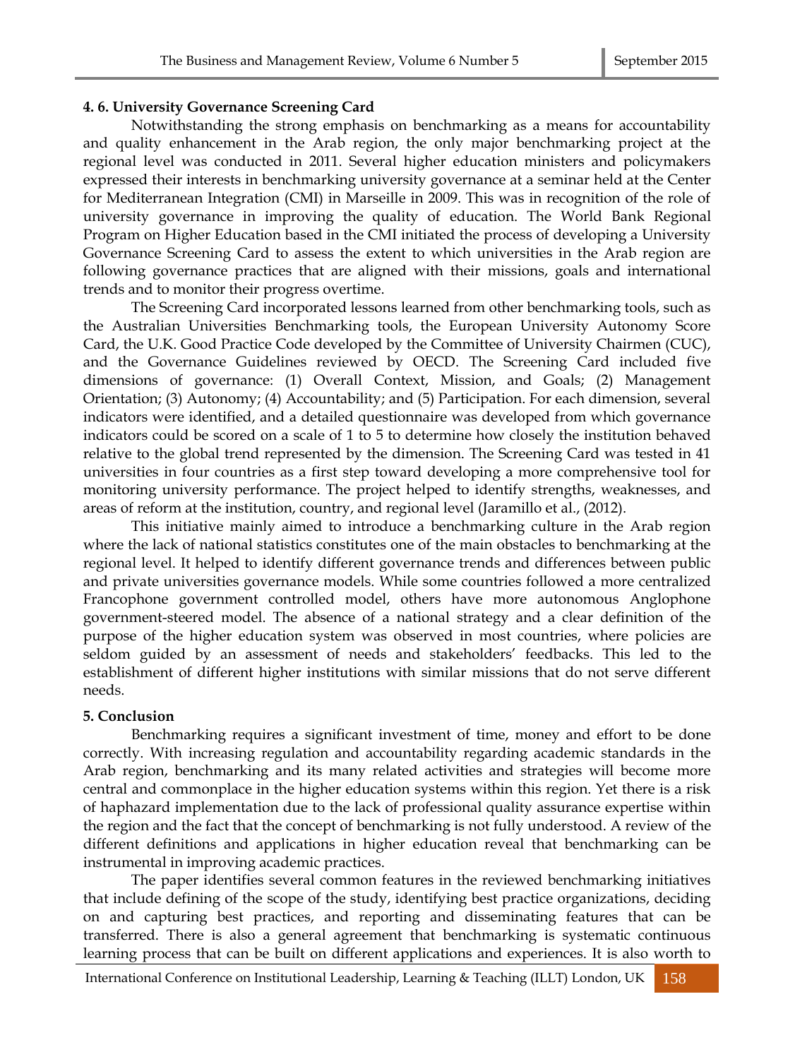### 4. 6. University Governance Screening Card

Notwithstanding the strong emphasis on benchmarking as a means for accountability and quality enhancement in the Arab region, the only major benchmarking project at the regional level was conducted in 2011. Several higher education ministers and policymakers expressed their interests in benchmarking university governance at a seminar held at the Center for Mediterranean Integration (CMI) in Marseille in 2009. This was in recognition of the role of university governance in improving the quality of education. The World Bank Regional Program on Higher Education based in the CMI initiated the process of developing a University Governance Screening Card to assess the extent to which universities in the Arab region are following governance practices that are aligned with their missions, goals and international trends and to monitor their progress overtime.

The Screening Card incorporated lessons learned from other benchmarking tools, such as the Australian Universities Benchmarking tools, the European University Autonomy Score Card, the U.K. Good Practice Code developed by the Committee of University Chairmen (CUC), and the Governance Guidelines reviewed by OECD. The Screening Card included five dimensions of governance: (1) Overall Context, Mission, and Goals; (2) Management Orientation; (3) Autonomy; (4) Accountability; and (5) Participation. For each dimension, several indicators were identified, and a detailed questionnaire was developed from which governance indicators could be scored on a scale of 1 to 5 to determine how closely the institution behaved relative to the global trend represented by the dimension. The Screening Card was tested in 41 universities in four countries as a first step toward developing a more comprehensive tool for monitoring university performance. The project helped to identify strengths, weaknesses, and areas of reform at the institution, country, and regional level (Jaramillo et al., (2012).

This initiative mainly aimed to introduce a benchmarking culture in the Arab region where the lack of national statistics constitutes one of the main obstacles to benchmarking at the regional level. It helped to identify different governance trends and differences between public and private universities governance models. While some countries followed a more centralized Francophone government controlled model, others have more autonomous Anglophone government-steered model. The absence of a national strategy and a clear definition of the purpose of the higher education system was observed in most countries, where policies are seldom guided by an assessment of needs and stakeholders' feedbacks. This led to the establishment of different higher institutions with similar missions that do not serve different needs.

## 5. Conclusion

Benchmarking requires a significant investment of time, money and effort to be done correctly. With increasing regulation and accountability regarding academic standards in the Arab region, benchmarking and its many related activities and strategies will become more central and commonplace in the higher education systems within this region. Yet there is a risk of haphazard implementation due to the lack of professional quality assurance expertise within the region and the fact that the concept of benchmarking is not fully understood. A review of the different definitions and applications in higher education reveal that benchmarking can be instrumental in improving academic practices.

The paper identifies several common features in the reviewed benchmarking initiatives that include defining of the scope of the study, identifying best practice organizations, deciding on and capturing best practices, and reporting and disseminating features that can be transferred. There is also a general agreement that benchmarking is systematic continuous learning process that can be built on different applications and experiences. It is also worth to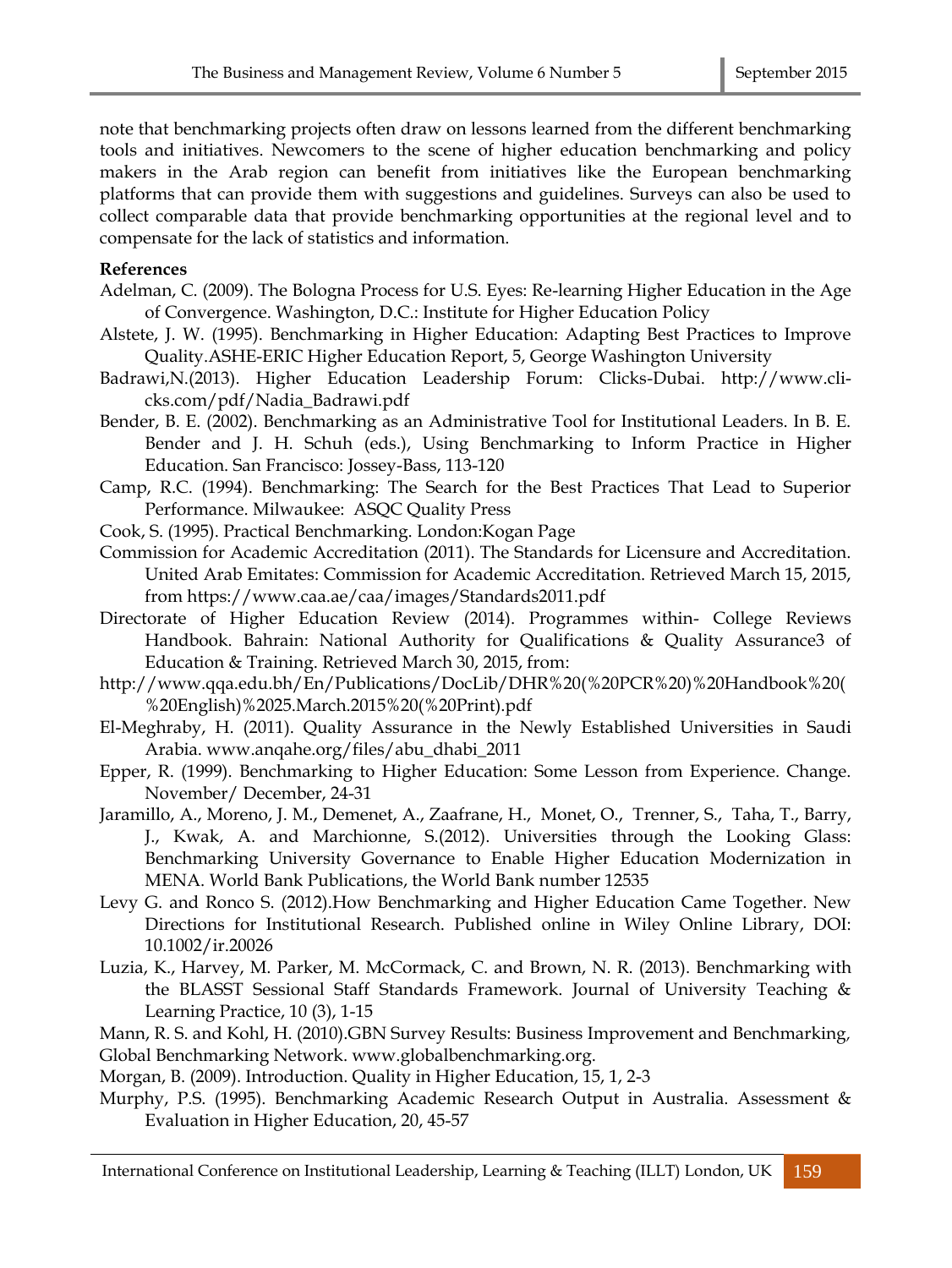note that benchmarking projects often draw on lessons learned from the different benchmarking tools and initiatives. Newcomers to the scene of higher education benchmarking and policy makers in the Arab region can benefit from initiatives like the European benchmarking platforms that can provide them with suggestions and guidelines. Surveys can also be used to collect comparable data that provide benchmarking opportunities at the regional level and to compensate for the lack of statistics and information.

**References**

Adelman, C. (2009). The Bologna Process for U.S. Eyes: Re-learning Higher Education in the Age of Convergence. Washington, D.C.: Institute for Higher Education Policy

Alstete, J. W. (1995). Benchmarking in Higher Education: Adapting Best Practices to Improve Quality.ASHE-ERIC Higher Education Report, 5, George Washington University

Badrawi,N.(2013). Higher Education Leadership Forum: Clicks-Dubai. http://www.cli-cks.com/pdf/Nadia_Badrawi.pdf

Bender, B. E. (2002). Benchmarking as an Administrative Tool for Institutional Leaders. In B. E. Bender and J. H. Schuh (eds.), Using Benchmarking to Inform Practice in Higher Education. San Francisco: Jossey-Bass, 113-120

Camp, R.C. (1994). Benchmarking: The Search for the Best Practices That Lead to Superior Performance. Milwaukee: ASQC Quality Press

Cook, S. (1995). Practical Benchmarking. London:Kogan Page

Commission for Academic Accreditation (2011). The Standards for Licensure and Accreditation. United Arab Emitates: Commission for Academic Accreditation. Retrieved March 15, 2015, from https://www.caa.ae/caa/images/Standards2011.pdf

Directorate of Higher Education Review (2014). Programmes within- College Reviews Handbook. Bahrain: National Authority for Qualifications & Quality Assurance3 of Education & Training. Retrieved March 30, 2015, from:
http://www.qqa.edu.bh/En/Publications/DocLib/DHR%20(%20PCR%20)%20Handbook%20(%20English)%2025.March.2015%20(%20Print).pdf

El-Meghraby, H. (2011). Quality Assurance in the Newly Established Universities in Saudi Arabia. www.anqahe.org/files/abu_dhabi_2011

Epper, R. (1999). Benchmarking to Higher Education: Some Lesson from Experience. Change. November/ December, 24-31

Jaramillo, A., Moreno, J. M., Demenet, A., Zaafrane, H., Monet, O., Trenner, S., Taha, T., Barry, J., Kwak, A. and Marchionne, S.(2012). Universities through the Looking Glass: Benchmarking University Governance to Enable Higher Education Modernization in MENA. World Bank Publications, the World Bank number 12535

Levy G. and Ronco S. (2012).How Benchmarking and Higher Education Came Together. New Directions for Institutional Research. Published online in Wiley Online Library, DOI: 10.1002/ir.20026

Luzia, K., Harvey, M. Parker, M. McCormack, C. and Brown, N. R. (2013). Benchmarking with the BLASST Sessional Staff Standards Framework. Journal of University Teaching & Learning Practice, 10 (3), 1-15

Mann, R. S. and Kohl, H. (2010).GBN Survey Results: Business Improvement and Benchmarking, Global Benchmarking Network. www.globalbenchmarking.org.

Morgan, B. (2009). Introduction. Quality in Higher Education, 15, 1, 2-3

Murphy, P.S. (1995). Benchmarking Academic Research Output in Australia. Assessment & Evaluation in Higher Education, 20, 45-57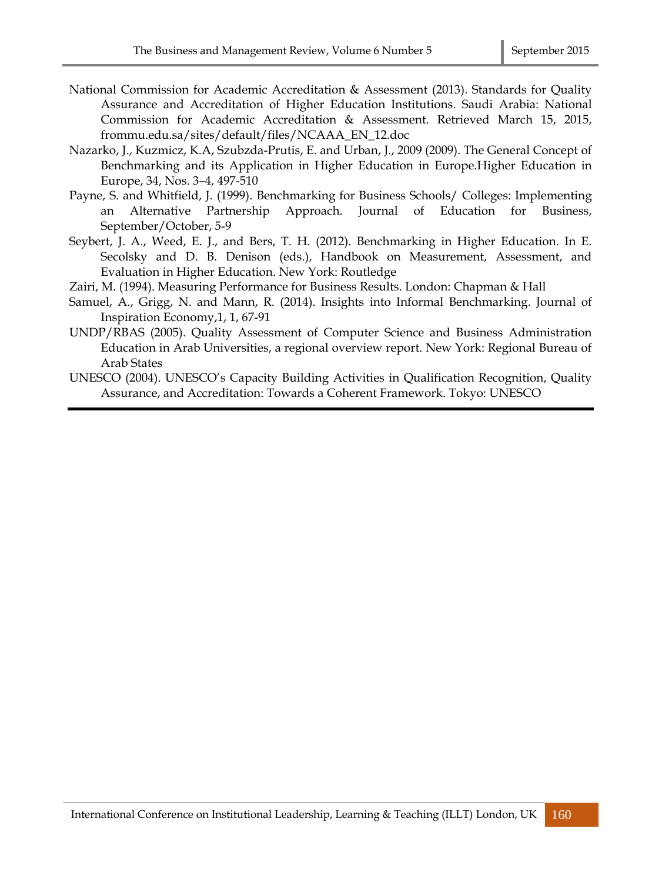National Commission for Academic Accreditation & Assessment (2013). Standards for Quality Assurance and Accreditation of Higher Education Institutions. Saudi Arabia: National Commission for Academic Accreditation & Assessment. Retrieved March 15, 2015, frommu.edu.sa/sites/default/files/NCAAA_EN_12.doc

Nazarko, J., Kuzmicz, K.A, Szubzda-Prutis, E. and Urban, J., 2009 (2009). The General Concept of Benchmarking and its Application in Higher Education in Europe.Higher Education in Europe, 34, Nos. 3–4, 497-510

Payne, S. and Whitfield, J. (1999). Benchmarking for Business Schools/ Colleges: Implementing an Alternative Partnership Approach. Journal of Education for Business, September/October, 5-9

Seybert, J. A., Weed, E. J., and Bers, T. H. (2012). Benchmarking in Higher Education. In E. Secolsky and D. B. Denison (eds.), Handbook on Measurement, Assessment, and Evaluation in Higher Education. New York: Routledge

Zairi, M. (1994). Measuring Performance for Business Results. London: Chapman & Hall

Samuel, A., Grigg, N. and Mann, R. (2014). Insights into Informal Benchmarking. Journal of Inspiration Economy,1, 1, 67-91

UNDP/RBAS (2005). Quality Assessment of Computer Science and Business Administration Education in Arab Universities, a regional overview report. New York: Regional Bureau of Arab States

UNESCO (2004). UNESCO's Capacity Building Activities in Qualification Recognition, Quality Assurance, and Accreditation: Towards a Coherent Framework. Tokyo: UNESCO